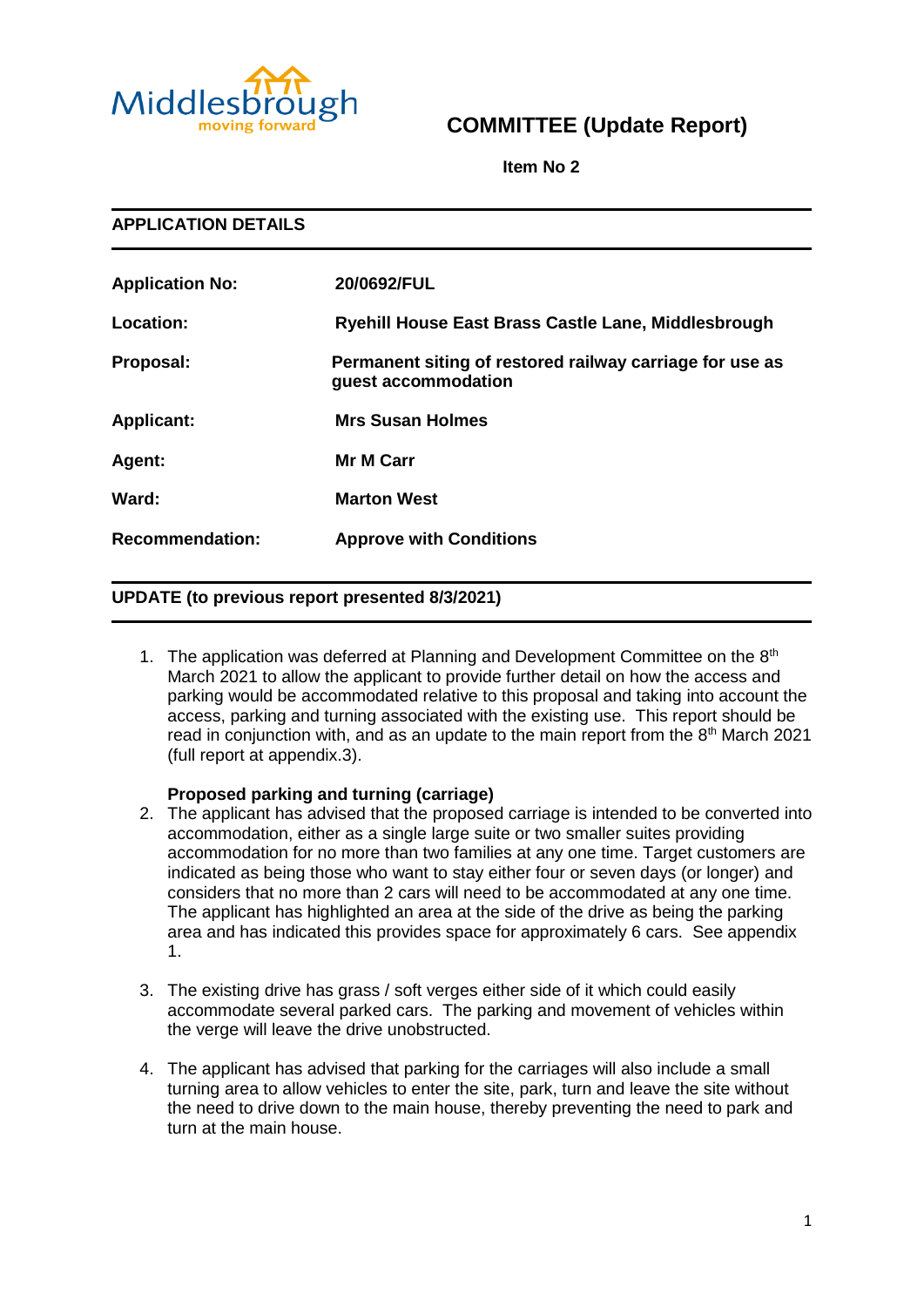Middlesbrough
moving forward

# COMMITTEE (Update Report)

**Item No 2**

## APPLICATION DETAILS

| | |
|---|---|
| **Application No:** | **20/0692/FUL** |
| **Location:** | **Ryehill House East Brass Castle Lane, Middlesbrough** |
| **Proposal:** | **Permanent siting of restored railway carriage for use as guest accommodation** |
| **Applicant:** | **Mrs Susan Holmes** |
| **Agent:** | **Mr M Carr** |
| **Ward:** | **Marton West** |
| **Recommendation:** | **Approve with Conditions** |

## UPDATE (to previous report presented 8/3/2021)

1. The application was deferred at Planning and Development Committee on the 8th March 2021 to allow the applicant to provide further detail on how the access and parking would be accommodated relative to this proposal and taking into account the access, parking and turning associated with the existing use. This report should be read in conjunction with, and as an update to the main report from the 8th March 2021 (full report at appendix.3).

**Proposed parking and turning (carriage)**

2. The applicant has advised that the proposed carriage is intended to be converted into accommodation, either as a single large suite or two smaller suites providing accommodation for no more than two families at any one time. Target customers are indicated as being those who want to stay either four or seven days (or longer) and considers that no more than 2 cars will need to be accommodated at any one time. The applicant has highlighted an area at the side of the drive as being the parking area and has indicated this provides space for approximately 6 cars. See appendix 1.

3. The existing drive has grass / soft verges either side of it which could easily accommodate several parked cars. The parking and movement of vehicles within the verge will leave the drive unobstructed.

4. The applicant has advised that parking for the carriages will also include a small turning area to allow vehicles to enter the site, park, turn and leave the site without the need to drive down to the main house, thereby preventing the need to park and turn at the main house.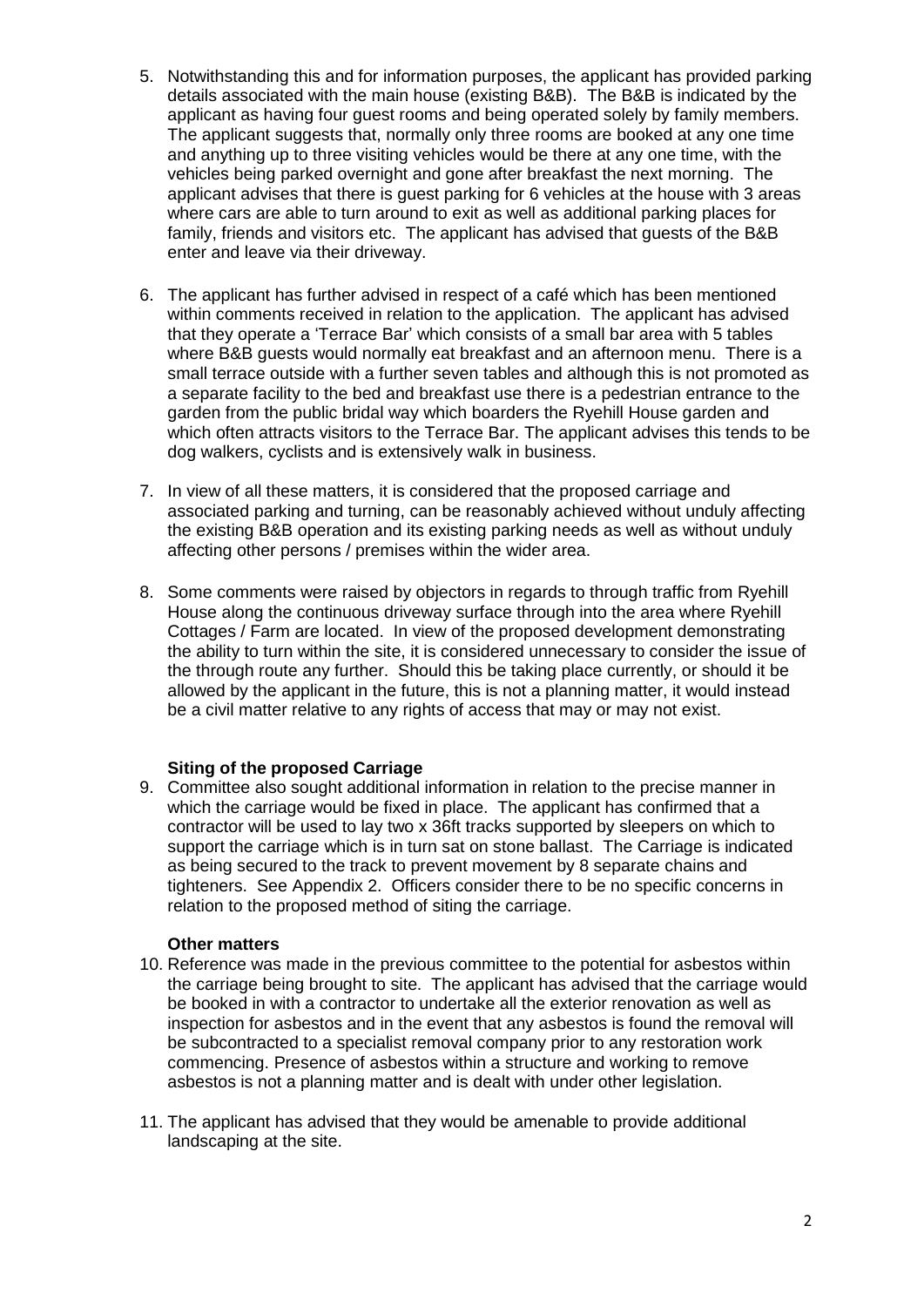5. Notwithstanding this and for information purposes, the applicant has provided parking details associated with the main house (existing B&B). The B&B is indicated by the applicant as having four guest rooms and being operated solely by family members. The applicant suggests that, normally only three rooms are booked at any one time and anything up to three visiting vehicles would be there at any one time, with the vehicles being parked overnight and gone after breakfast the next morning. The applicant advises that there is guest parking for 6 vehicles at the house with 3 areas where cars are able to turn around to exit as well as additional parking places for family, friends and visitors etc. The applicant has advised that guests of the B&B enter and leave via their driveway.

6. The applicant has further advised in respect of a café which has been mentioned within comments received in relation to the application. The applicant has advised that they operate a 'Terrace Bar' which consists of a small bar area with 5 tables where B&B guests would normally eat breakfast and an afternoon menu. There is a small terrace outside with a further seven tables and although this is not promoted as a separate facility to the bed and breakfast use there is a pedestrian entrance to the garden from the public bridal way which boarders the Ryehill House garden and which often attracts visitors to the Terrace Bar. The applicant advises this tends to be dog walkers, cyclists and is extensively walk in business.

7. In view of all these matters, it is considered that the proposed carriage and associated parking and turning, can be reasonably achieved without unduly affecting the existing B&B operation and its existing parking needs as well as without unduly affecting other persons / premises within the wider area.

8. Some comments were raised by objectors in regards to through traffic from Ryehill House along the continuous driveway surface through into the area where Ryehill Cottages / Farm are located. In view of the proposed development demonstrating the ability to turn within the site, it is considered unnecessary to consider the issue of the through route any further. Should this be taking place currently, or should it be allowed by the applicant in the future, this is not a planning matter, it would instead be a civil matter relative to any rights of access that may or may not exist.

**Siting of the proposed Carriage**

9. Committee also sought additional information in relation to the precise manner in which the carriage would be fixed in place. The applicant has confirmed that a contractor will be used to lay two x 36ft tracks supported by sleepers on which to support the carriage which is in turn sat on stone ballast. The Carriage is indicated as being secured to the track to prevent movement by 8 separate chains and tighteners. See Appendix 2. Officers consider there to be no specific concerns in relation to the proposed method of siting the carriage.

**Other matters**

10. Reference was made in the previous committee to the potential for asbestos within the carriage being brought to site. The applicant has advised that the carriage would be booked in with a contractor to undertake all the exterior renovation as well as inspection for asbestos and in the event that any asbestos is found the removal will be subcontracted to a specialist removal company prior to any restoration work commencing. Presence of asbestos within a structure and working to remove asbestos is not a planning matter and is dealt with under other legislation.

11. The applicant has advised that they would be amenable to provide additional landscaping at the site.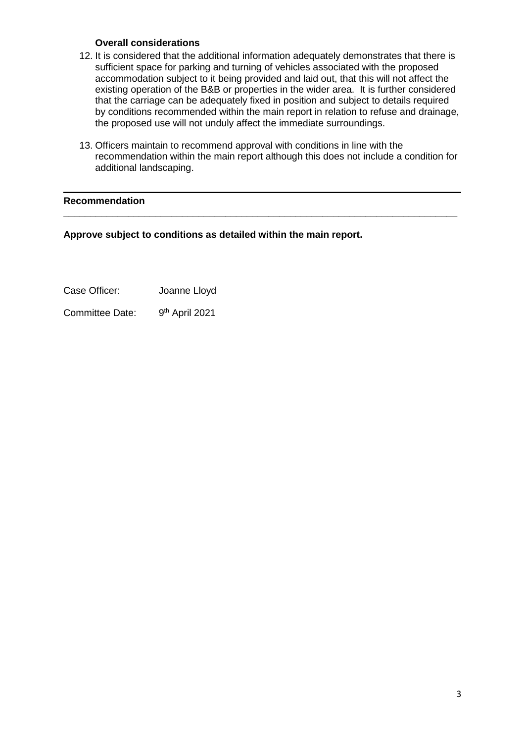### Overall considerations

12. It is considered that the additional information adequately demonstrates that there is sufficient space for parking and turning of vehicles associated with the proposed accommodation subject to it being provided and laid out, that this will not affect the existing operation of the B&B or properties in the wider area. It is further considered that the carriage can be adequately fixed in position and subject to details required by conditions recommended within the main report in relation to refuse and drainage, the proposed use will not unduly affect the immediate surroundings.

13. Officers maintain to recommend approval with conditions in line with the recommendation within the main report although this does not include a condition for additional landscaping.

---

## Recommendation

**Approve subject to conditions as detailed within the main report.**

Case Officer: Joanne Lloyd

Committee Date: 9th April 2021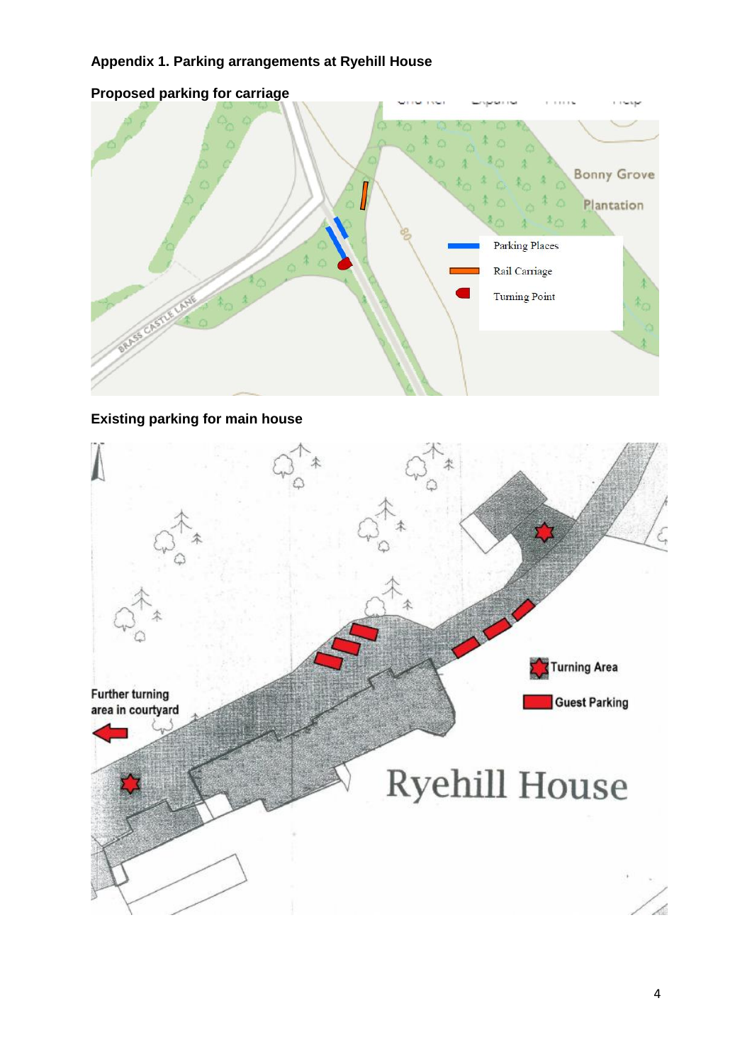### Appendix 1. Parking arrangements at Ryehill House

**Proposed parking for carriage**

Bonny Grove

Plantation

BRASS CASTLE LANE

80

Parking Places

Rail Carriage

Turning Point

**Existing parking for main house**

Turning Area

Guest Parking

Further turning area in courtyard

Ryehill House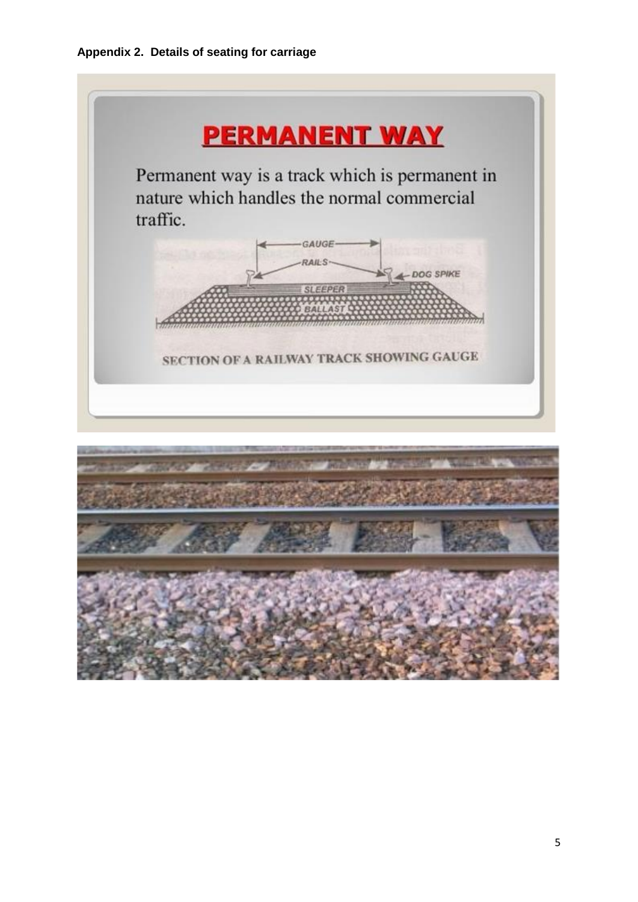**Appendix 2. Details of seating for carriage**

# PERMANENT WAY

Permanent way is a track which is permanent in nature which handles the normal commercial traffic.

GAUGE

RAILS

DOG SPIKE

SLEEPER

BALLAST

SECTION OF A RAILWAY TRACK SHOWING GAUGE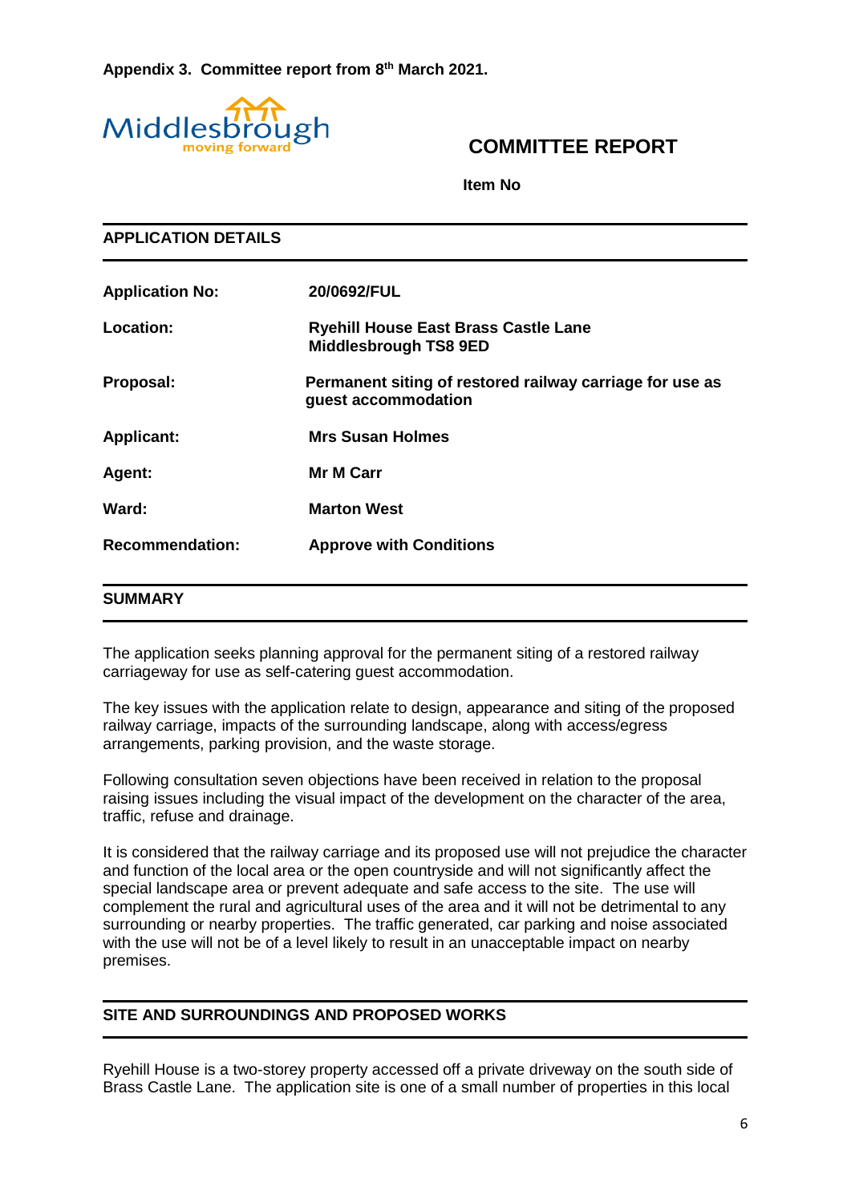**Appendix 3. Committee report from 8th March 2021.**

## COMMITTEE REPORT

**Item No**

## APPLICATION DETAILS

| | |
|---|---|
| **Application No:** | **20/0692/FUL** |
| **Location:** | **Ryehill House East Brass Castle Lane Middlesbrough TS8 9ED** |
| **Proposal:** | **Permanent siting of restored railway carriage for use as guest accommodation** |
| **Applicant:** | **Mrs Susan Holmes** |
| **Agent:** | **Mr M Carr** |
| **Ward:** | **Marton West** |
| **Recommendation:** | **Approve with Conditions** |

## SUMMARY

The application seeks planning approval for the permanent siting of a restored railway carriageway for use as self-catering guest accommodation.

The key issues with the application relate to design, appearance and siting of the proposed railway carriage, impacts of the surrounding landscape, along with access/egress arrangements, parking provision, and the waste storage.

Following consultation seven objections have been received in relation to the proposal raising issues including the visual impact of the development on the character of the area, traffic, refuse and drainage.

It is considered that the railway carriage and its proposed use will not prejudice the character and function of the local area or the open countryside and will not significantly affect the special landscape area or prevent adequate and safe access to the site. The use will complement the rural and agricultural uses of the area and it will not be detrimental to any surrounding or nearby properties. The traffic generated, car parking and noise associated with the use will not be of a level likely to result in an unacceptable impact on nearby premises.

## SITE AND SURROUNDINGS AND PROPOSED WORKS

Ryehill House is a two-storey property accessed off a private driveway on the south side of Brass Castle Lane. The application site is one of a small number of properties in this local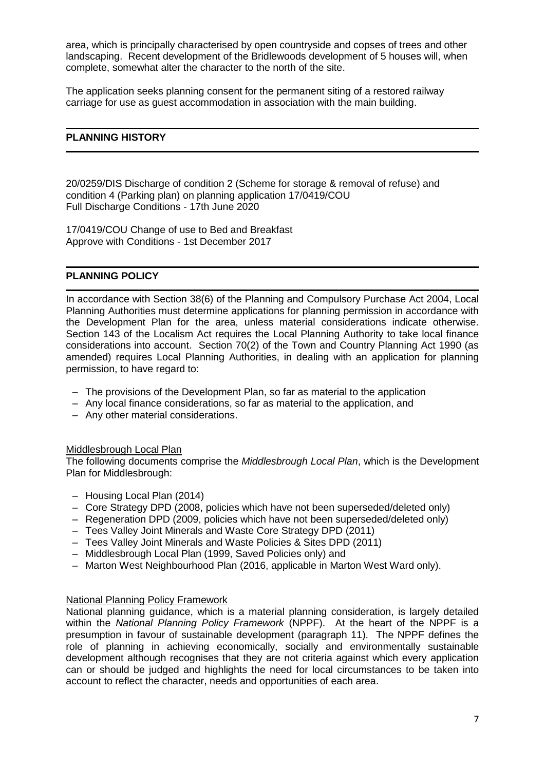area, which is principally characterised by open countryside and copses of trees and other landscaping. Recent development of the Bridlewoods development of 5 houses will, when complete, somewhat alter the character to the north of the site.

The application seeks planning consent for the permanent siting of a restored railway carriage for use as guest accommodation in association with the main building.

## PLANNING HISTORY

20/0259/DIS Discharge of condition 2 (Scheme for storage & removal of refuse) and condition 4 (Parking plan) on planning application 17/0419/COU
Full Discharge Conditions - 17th June 2020

17/0419/COU Change of use to Bed and Breakfast
Approve with Conditions - 1st December 2017

## PLANNING POLICY

In accordance with Section 38(6) of the Planning and Compulsory Purchase Act 2004, Local Planning Authorities must determine applications for planning permission in accordance with the Development Plan for the area, unless material considerations indicate otherwise. Section 143 of the Localism Act requires the Local Planning Authority to take local finance considerations into account. Section 70(2) of the Town and Country Planning Act 1990 (as amended) requires Local Planning Authorities, in dealing with an application for planning permission, to have regard to:

- The provisions of the Development Plan, so far as material to the application
- Any local finance considerations, so far as material to the application, and
- Any other material considerations.

Middlesbrough Local Plan

The following documents comprise the *Middlesbrough Local Plan*, which is the Development Plan for Middlesbrough:

- Housing Local Plan (2014)
- Core Strategy DPD (2008, policies which have not been superseded/deleted only)
- Regeneration DPD (2009, policies which have not been superseded/deleted only)
- Tees Valley Joint Minerals and Waste Core Strategy DPD (2011)
- Tees Valley Joint Minerals and Waste Policies & Sites DPD (2011)
- Middlesbrough Local Plan (1999, Saved Policies only) and
- Marton West Neighbourhood Plan (2016, applicable in Marton West Ward only).

National Planning Policy Framework

National planning guidance, which is a material planning consideration, is largely detailed within the *National Planning Policy Framework* (NPPF). At the heart of the NPPF is a presumption in favour of sustainable development (paragraph 11). The NPPF defines the role of planning in achieving economically, socially and environmentally sustainable development although recognises that they are not criteria against which every application can or should be judged and highlights the need for local circumstances to be taken into account to reflect the character, needs and opportunities of each area.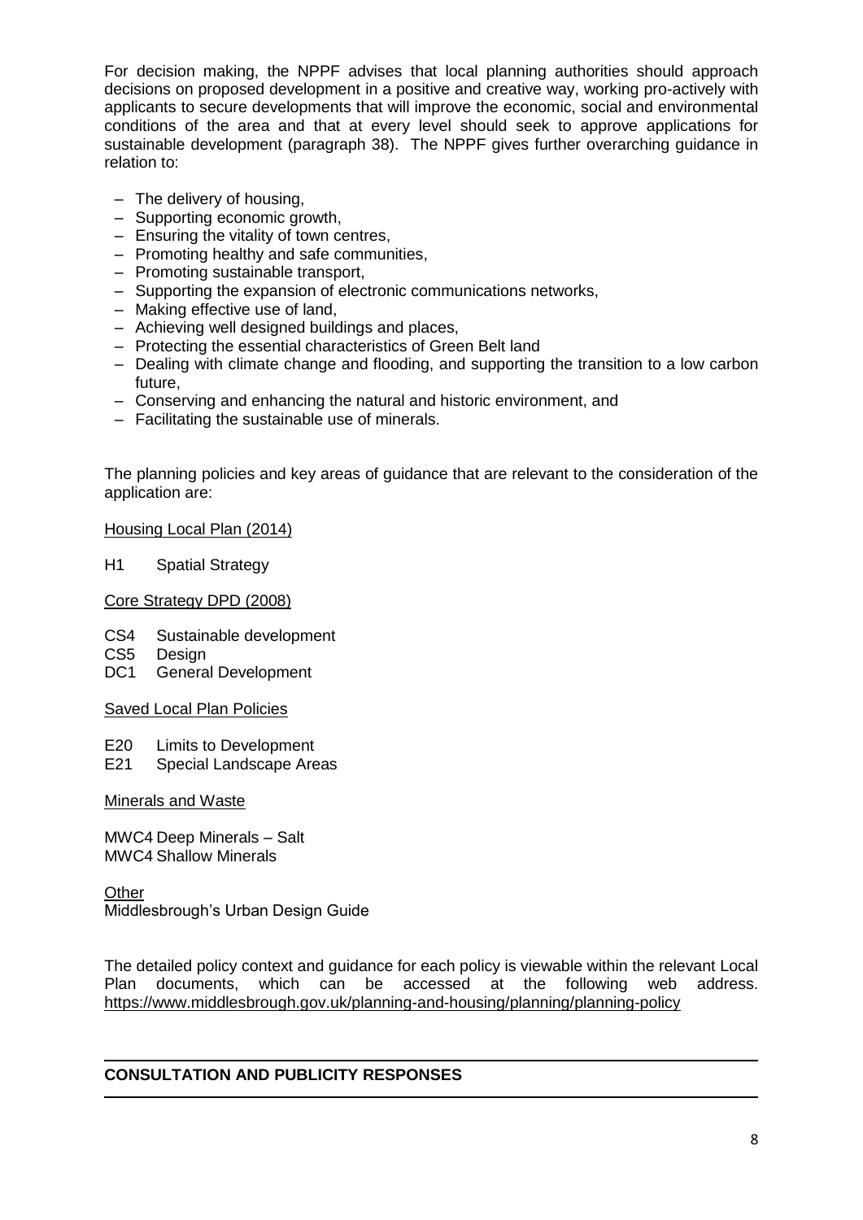For decision making, the NPPF advises that local planning authorities should approach decisions on proposed development in a positive and creative way, working pro-actively with applicants to secure developments that will improve the economic, social and environmental conditions of the area and that at every level should seek to approve applications for sustainable development (paragraph 38). The NPPF gives further overarching guidance in relation to:

- The delivery of housing,
- Supporting economic growth,
- Ensuring the vitality of town centres,
- Promoting healthy and safe communities,
- Promoting sustainable transport,
- Supporting the expansion of electronic communications networks,
- Making effective use of land,
- Achieving well designed buildings and places,
- Protecting the essential characteristics of Green Belt land
- Dealing with climate change and flooding, and supporting the transition to a low carbon future,
- Conserving and enhancing the natural and historic environment, and
- Facilitating the sustainable use of minerals.

The planning policies and key areas of guidance that are relevant to the consideration of the application are:

Housing Local Plan (2014)

H1 Spatial Strategy

Core Strategy DPD (2008)

CS4 Sustainable development
CS5 Design
DC1 General Development

Saved Local Plan Policies

E20 Limits to Development
E21 Special Landscape Areas

Minerals and Waste

MWC4 Deep Minerals – Salt
MWC4 Shallow Minerals

Other
Middlesbrough's Urban Design Guide

The detailed policy context and guidance for each policy is viewable within the relevant Local Plan documents, which can be accessed at the following web address. https://www.middlesbrough.gov.uk/planning-and-housing/planning-policy

## CONSULTATION AND PUBLICITY RESPONSES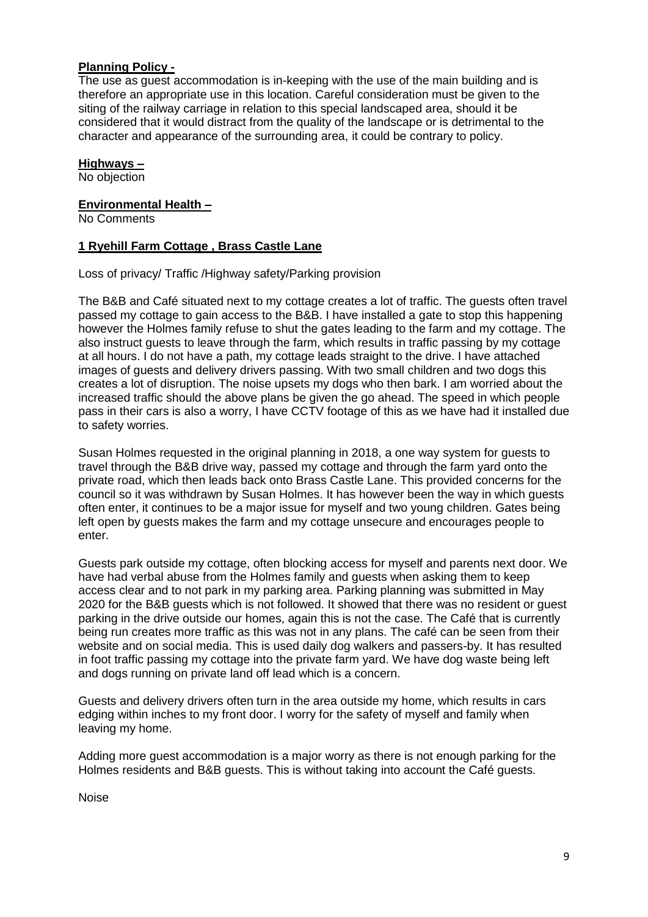**Planning Policy -**

The use as guest accommodation is in-keeping with the use of the main building and is therefore an appropriate use in this location. Careful consideration must be given to the siting of the railway carriage in relation to this special landscaped area, should it be considered that it would distract from the quality of the landscape or is detrimental to the character and appearance of the surrounding area, it could be contrary to policy.

**Highways –**

No objection

**Environmental Health –**

No Comments

**1 Ryehill Farm Cottage , Brass Castle Lane**

Loss of privacy/ Traffic /Highway safety/Parking provision

The B&B and Café situated next to my cottage creates a lot of traffic. The guests often travel passed my cottage to gain access to the B&B. I have installed a gate to stop this happening however the Holmes family refuse to shut the gates leading to the farm and my cottage. The also instruct guests to leave through the farm, which results in traffic passing by my cottage at all hours. I do not have a path, my cottage leads straight to the drive. I have attached images of guests and delivery drivers passing. With two small children and two dogs this creates a lot of disruption. The noise upsets my dogs who then bark. I am worried about the increased traffic should the above plans be given the go ahead. The speed in which people pass in their cars is also a worry, I have CCTV footage of this as we have had it installed due to safety worries.

Susan Holmes requested in the original planning in 2018, a one way system for guests to travel through the B&B drive way, passed my cottage and through the farm yard onto the private road, which then leads back onto Brass Castle Lane. This provided concerns for the council so it was withdrawn by Susan Holmes. It has however been the way in which guests often enter, it continues to be a major issue for myself and two young children. Gates being left open by guests makes the farm and my cottage unsecure and encourages people to enter.

Guests park outside my cottage, often blocking access for myself and parents next door. We have had verbal abuse from the Holmes family and guests when asking them to keep access clear and to not park in my parking area. Parking planning was submitted in May 2020 for the B&B guests which is not followed. It showed that there was no resident or guest parking in the drive outside our homes, again this is not the case. The Café that is currently being run creates more traffic as this was not in any plans. The café can be seen from their website and on social media. This is used daily dog walkers and passers-by. It has resulted in foot traffic passing my cottage into the private farm yard. We have dog waste being left and dogs running on private land off lead which is a concern.

Guests and delivery drivers often turn in the area outside my home, which results in cars edging within inches to my front door. I worry for the safety of myself and family when leaving my home.

Adding more guest accommodation is a major worry as there is not enough parking for the Holmes residents and B&B guests. This is without taking into account the Café guests.

Noise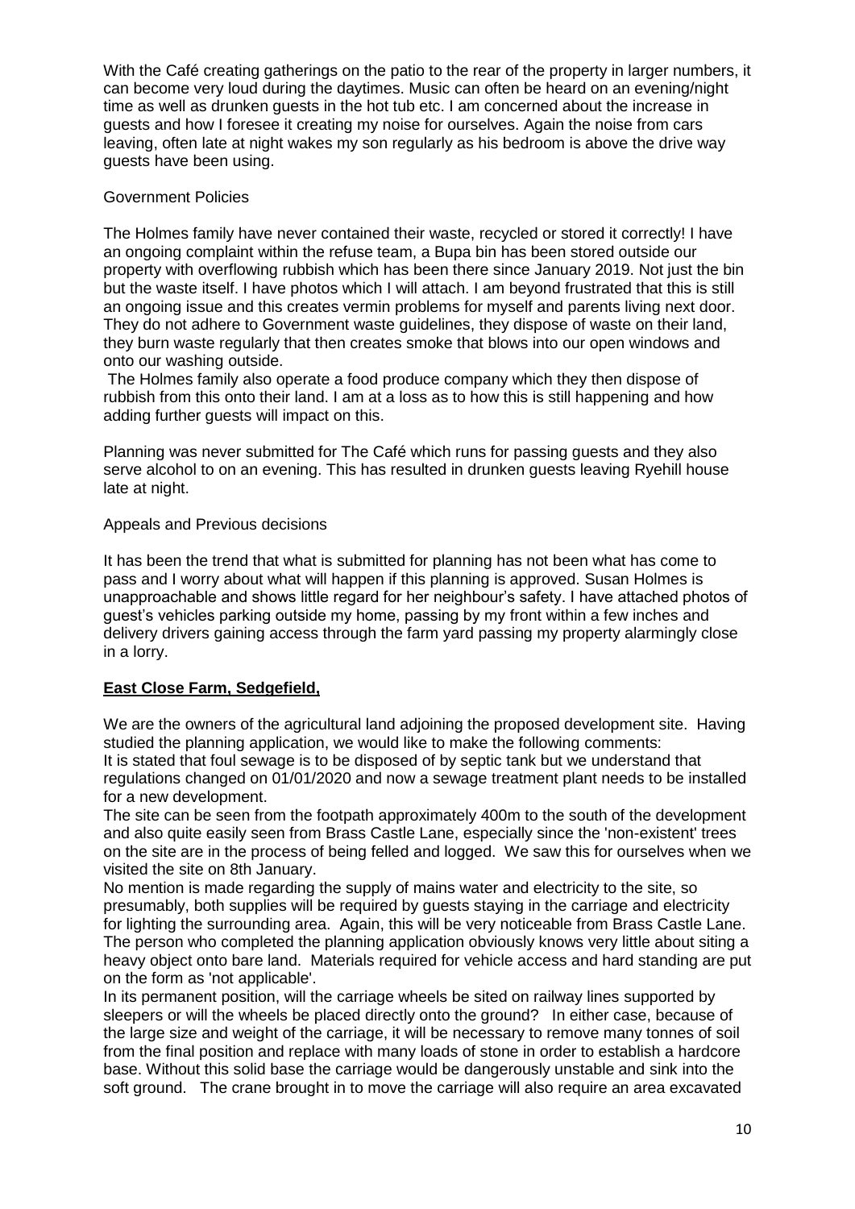With the Café creating gatherings on the patio to the rear of the property in larger numbers, it can become very loud during the daytimes. Music can often be heard on an evening/night time as well as drunken guests in the hot tub etc. I am concerned about the increase in guests and how I foresee it creating my noise for ourselves. Again the noise from cars leaving, often late at night wakes my son regularly as his bedroom is above the drive way guests have been using.

Government Policies

The Holmes family have never contained their waste, recycled or stored it correctly! I have an ongoing complaint within the refuse team, a Bupa bin has been stored outside our property with overflowing rubbish which has been there since January 2019. Not just the bin but the waste itself. I have photos which I will attach. I am beyond frustrated that this is still an ongoing issue and this creates vermin problems for myself and parents living next door. They do not adhere to Government waste guidelines, they dispose of waste on their land, they burn waste regularly that then creates smoke that blows into our open windows and onto our washing outside.

The Holmes family also operate a food produce company which they then dispose of rubbish from this onto their land. I am at a loss as to how this is still happening and how adding further guests will impact on this.

Planning was never submitted for The Café which runs for passing guests and they also serve alcohol to on an evening. This has resulted in drunken guests leaving Ryehill house late at night.

Appeals and Previous decisions

It has been the trend that what is submitted for planning has not been what has come to pass and I worry about what will happen if this planning is approved. Susan Holmes is unapproachable and shows little regard for her neighbour's safety. I have attached photos of guest's vehicles parking outside my home, passing by my front within a few inches and delivery drivers gaining access through the farm yard passing my property alarmingly close in a lorry.

**East Close Farm, Sedgefield,**

We are the owners of the agricultural land adjoining the proposed development site. Having studied the planning application, we would like to make the following comments:
It is stated that foul sewage is to be disposed of by septic tank but we understand that regulations changed on 01/01/2020 and now a sewage treatment plant needs to be installed for a new development.
The site can be seen from the footpath approximately 400m to the south of the development and also quite easily seen from Brass Castle Lane, especially since the 'non-existent' trees on the site are in the process of being felled and logged. We saw this for ourselves when we visited the site on 8th January.
No mention is made regarding the supply of mains water and electricity to the site, so presumably, both supplies will be required by guests staying in the carriage and electricity for lighting the surrounding area. Again, this will be very noticeable from Brass Castle Lane.
The person who completed the planning application obviously knows very little about siting a heavy object onto bare land. Materials required for vehicle access and hard standing are put on the form as 'not applicable'.
In its permanent position, will the carriage wheels be sited on railway lines supported by sleepers or will the wheels be placed directly onto the ground? In either case, because of the large size and weight of the carriage, it will be necessary to remove many tonnes of soil from the final position and replace with many loads of stone in order to establish a hardcore base. Without this solid base the carriage would be dangerously unstable and sink into the soft ground. The crane brought in to move the carriage will also require an area excavated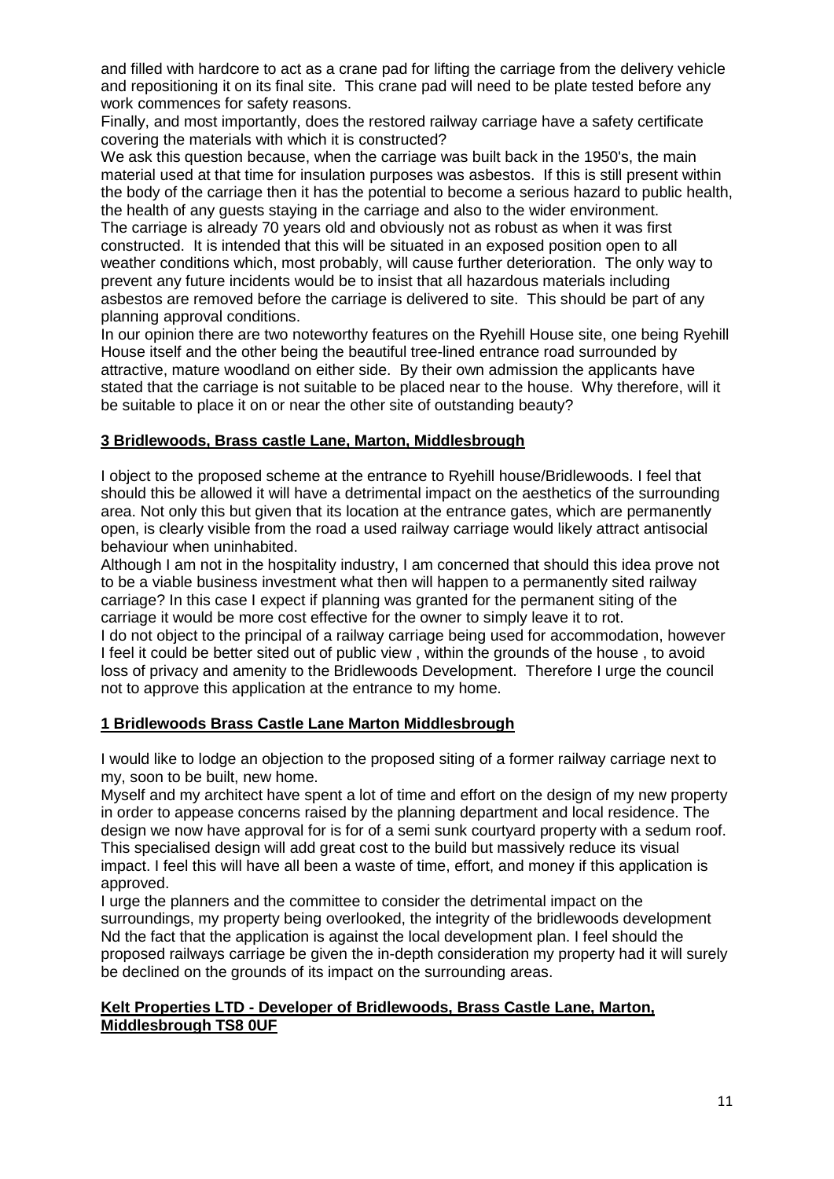and filled with hardcore to act as a crane pad for lifting the carriage from the delivery vehicle and repositioning it on its final site. This crane pad will need to be plate tested before any work commences for safety reasons.

Finally, and most importantly, does the restored railway carriage have a safety certificate covering the materials with which it is constructed?

We ask this question because, when the carriage was built back in the 1950's, the main material used at that time for insulation purposes was asbestos. If this is still present within the body of the carriage then it has the potential to become a serious hazard to public health, the health of any guests staying in the carriage and also to the wider environment.

The carriage is already 70 years old and obviously not as robust as when it was first constructed. It is intended that this will be situated in an exposed position open to all weather conditions which, most probably, will cause further deterioration. The only way to prevent any future incidents would be to insist that all hazardous materials including asbestos are removed before the carriage is delivered to site. This should be part of any planning approval conditions.

In our opinion there are two noteworthy features on the Ryehill House site, one being Ryehill House itself and the other being the beautiful tree-lined entrance road surrounded by attractive, mature woodland on either side. By their own admission the applicants have stated that the carriage is not suitable to be placed near to the house. Why therefore, will it be suitable to place it on or near the other site of outstanding beauty?

**3 Bridlewoods, Brass castle Lane, Marton, Middlesbrough**

I object to the proposed scheme at the entrance to Ryehill house/Bridlewoods. I feel that should this be allowed it will have a detrimental impact on the aesthetics of the surrounding area. Not only this but given that its location at the entrance gates, which are permanently open, is clearly visible from the road a used railway carriage would likely attract antisocial behaviour when uninhabited.

Although I am not in the hospitality industry, I am concerned that should this idea prove not to be a viable business investment what then will happen to a permanently sited railway carriage? In this case I expect if planning was granted for the permanent siting of the carriage it would be more cost effective for the owner to simply leave it to rot.

I do not object to the principal of a railway carriage being used for accommodation, however I feel it could be better sited out of public view , within the grounds of the house , to avoid loss of privacy and amenity to the Bridlewoods Development. Therefore I urge the council not to approve this application at the entrance to my home.

**1 Bridlewoods Brass Castle Lane Marton Middlesbrough**

I would like to lodge an objection to the proposed siting of a former railway carriage next to my, soon to be built, new home.

Myself and my architect have spent a lot of time and effort on the design of my new property in order to appease concerns raised by the planning department and local residence. The design we now have approval for is for of a semi sunk courtyard property with a sedum roof. This specialised design will add great cost to the build but massively reduce its visual impact. I feel this will have all been a waste of time, effort, and money if this application is approved.

I urge the planners and the committee to consider the detrimental impact on the surroundings, my property being overlooked, the integrity of the bridlewoods development Nd the fact that the application is against the local development plan. I feel should the proposed railways carriage be given the in-depth consideration my property had it will surely be declined on the grounds of its impact on the surrounding areas.

**Kelt Properties LTD - Developer of Bridlewoods, Brass Castle Lane, Marton, Middlesbrough TS8 0UF**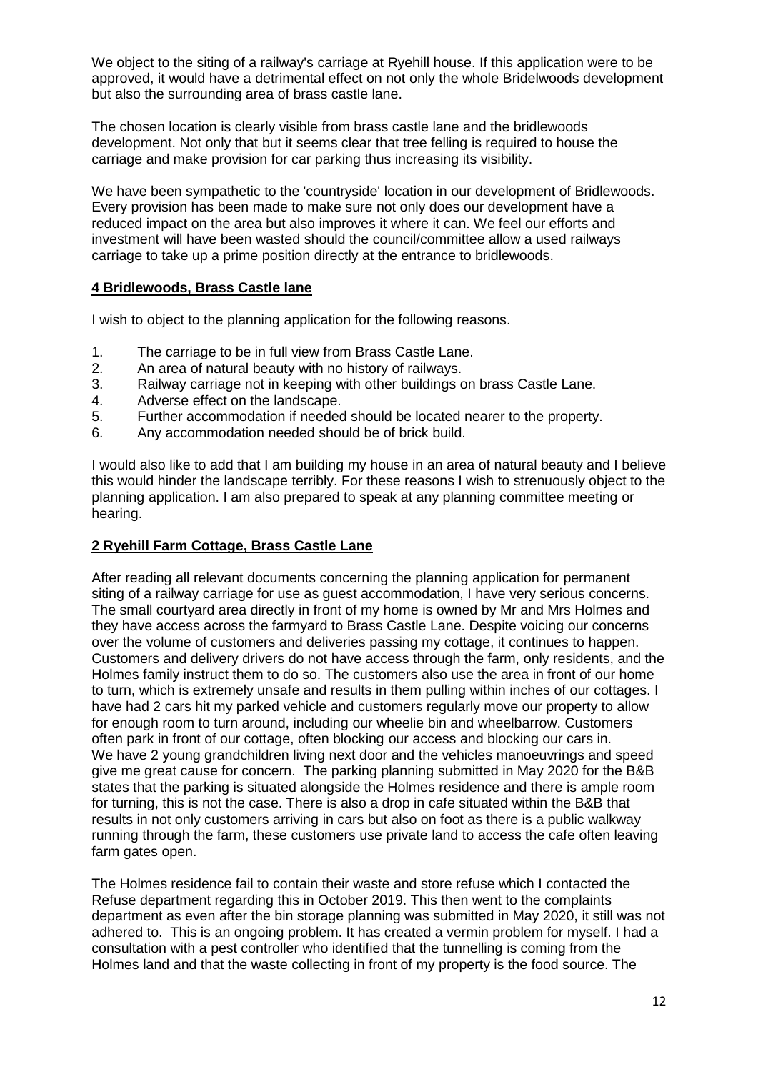We object to the siting of a railway's carriage at Ryehill house. If this application were to be approved, it would have a detrimental effect on not only the whole Bridelwoods development but also the surrounding area of brass castle lane.

The chosen location is clearly visible from brass castle lane and the bridlewoods development. Not only that but it seems clear that tree felling is required to house the carriage and make provision for car parking thus increasing its visibility.

We have been sympathetic to the 'countryside' location in our development of Bridlewoods. Every provision has been made to make sure not only does our development have a reduced impact on the area but also improves it where it can. We feel our efforts and investment will have been wasted should the council/committee allow a used railways carriage to take up a prime position directly at the entrance to bridlewoods.

**4 Bridlewoods, Brass Castle lane**

I wish to object to the planning application for the following reasons.

1. The carriage to be in full view from Brass Castle Lane.
2. An area of natural beauty with no history of railways.
3. Railway carriage not in keeping with other buildings on brass Castle Lane.
4. Adverse effect on the landscape.
5. Further accommodation if needed should be located nearer to the property.
6. Any accommodation needed should be of brick build.

I would also like to add that I am building my house in an area of natural beauty and I believe this would hinder the landscape terribly. For these reasons I wish to strenuously object to the planning application. I am also prepared to speak at any planning committee meeting or hearing.

**2 Ryehill Farm Cottage, Brass Castle Lane**

After reading all relevant documents concerning the planning application for permanent siting of a railway carriage for use as guest accommodation, I have very serious concerns. The small courtyard area directly in front of my home is owned by Mr and Mrs Holmes and they have access across the farmyard to Brass Castle Lane. Despite voicing our concerns over the volume of customers and deliveries passing my cottage, it continues to happen. Customers and delivery drivers do not have access through the farm, only residents, and the Holmes family instruct them to do so. The customers also use the area in front of our home to turn, which is extremely unsafe and results in them pulling within inches of our cottages. I have had 2 cars hit my parked vehicle and customers regularly move our property to allow for enough room to turn around, including our wheelie bin and wheelbarrow. Customers often park in front of our cottage, often blocking our access and blocking our cars in. We have 2 young grandchildren living next door and the vehicles manoeuvrings and speed give me great cause for concern. The parking planning submitted in May 2020 for the B&B states that the parking is situated alongside the Holmes residence and there is ample room for turning, this is not the case. There is also a drop in cafe situated within the B&B that results in not only customers arriving in cars but also on foot as there is a public walkway running through the farm, these customers use private land to access the cafe often leaving farm gates open.

The Holmes residence fail to contain their waste and store refuse which I contacted the Refuse department regarding this in October 2019. This then went to the complaints department as even after the bin storage planning was submitted in May 2020, it still was not adhered to. This is an ongoing problem. It has created a vermin problem for myself. I had a consultation with a pest controller who identified that the tunnelling is coming from the Holmes land and that the waste collecting in front of my property is the food source. The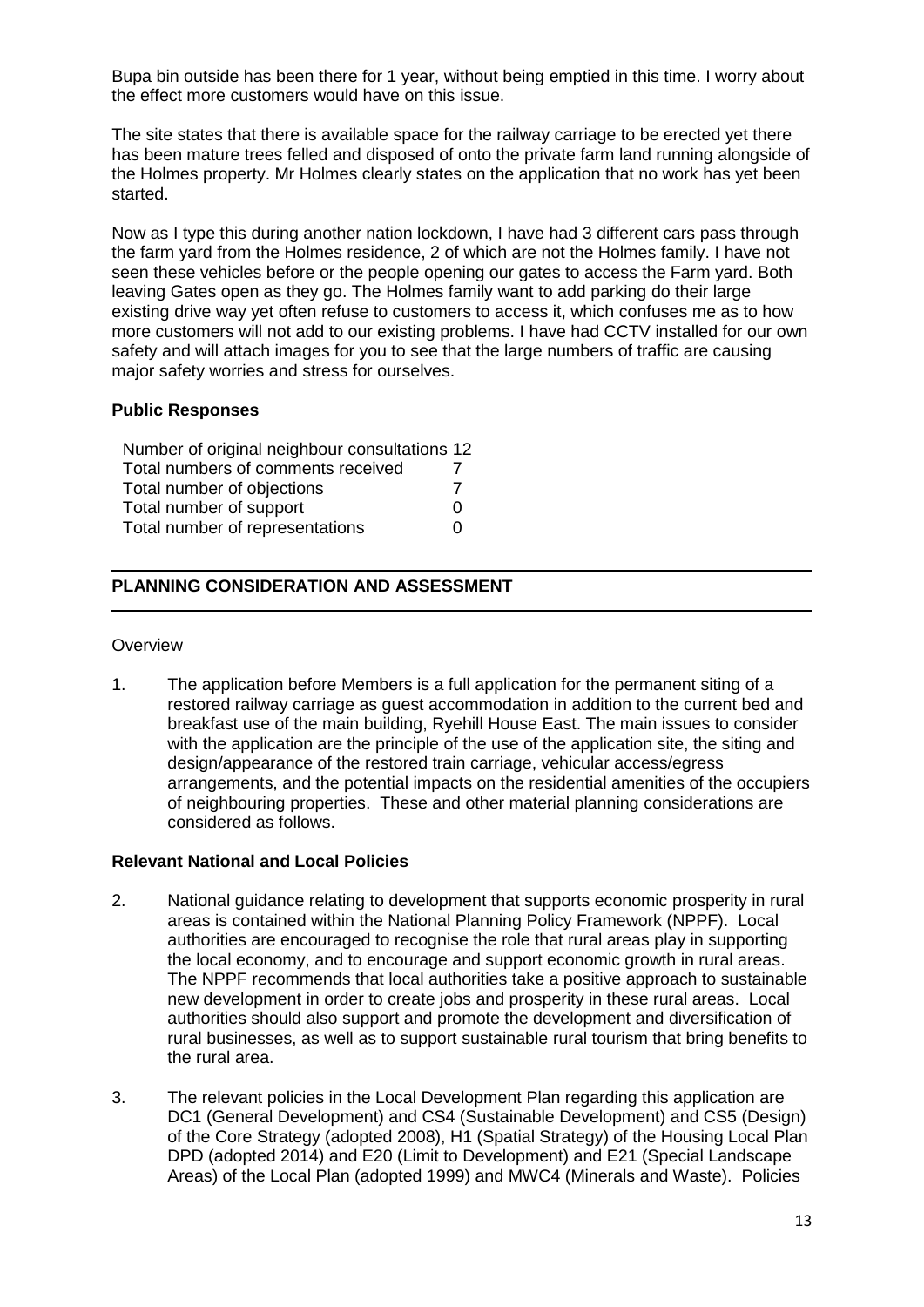Bupa bin outside has been there for 1 year, without being emptied in this time. I worry about the effect more customers would have on this issue.

The site states that there is available space for the railway carriage to be erected yet there has been mature trees felled and disposed of onto the private farm land running alongside of the Holmes property. Mr Holmes clearly states on the application that no work has yet been started.

Now as I type this during another nation lockdown, I have had 3 different cars pass through the farm yard from the Holmes residence, 2 of which are not the Holmes family. I have not seen these vehicles before or the people opening our gates to access the Farm yard. Both leaving Gates open as they go. The Holmes family want to add parking do their large existing drive way yet often refuse to customers to access it, which confuses me as to how more customers will not add to our existing problems. I have had CCTV installed for our own safety and will attach images for you to see that the large numbers of traffic are causing major safety worries and stress for ourselves.

**Public Responses**

| | |
|---|---|
| Number of original neighbour consultations | 12 |
| Total numbers of comments received | 7 |
| Total number of objections | 7 |
| Total number of support | 0 |
| Total number of representations | 0 |

## PLANNING CONSIDERATION AND ASSESSMENT

Overview

1. The application before Members is a full application for the permanent siting of a restored railway carriage as guest accommodation in addition to the current bed and breakfast use of the main building, Ryehill House East. The main issues to consider with the application are the principle of the use of the application site, the siting and design/appearance of the restored train carriage, vehicular access/egress arrangements, and the potential impacts on the residential amenities of the occupiers of neighbouring properties. These and other material planning considerations are considered as follows.

**Relevant National and Local Policies**

2. National guidance relating to development that supports economic prosperity in rural areas is contained within the National Planning Policy Framework (NPPF). Local authorities are encouraged to recognise the role that rural areas play in supporting the local economy, and to encourage and support economic growth in rural areas. The NPPF recommends that local authorities take a positive approach to sustainable new development in order to create jobs and prosperity in these rural areas. Local authorities should also support and promote the development and diversification of rural businesses, as well as to support sustainable rural tourism that bring benefits to the rural area.

3. The relevant policies in the Local Development Plan regarding this application are DC1 (General Development) and CS4 (Sustainable Development) and CS5 (Design) of the Core Strategy (adopted 2008), H1 (Spatial Strategy) of the Housing Local Plan DPD (adopted 2014) and E20 (Limit to Development) and E21 (Special Landscape Areas) of the Local Plan (adopted 1999) and MWC4 (Minerals and Waste). Policies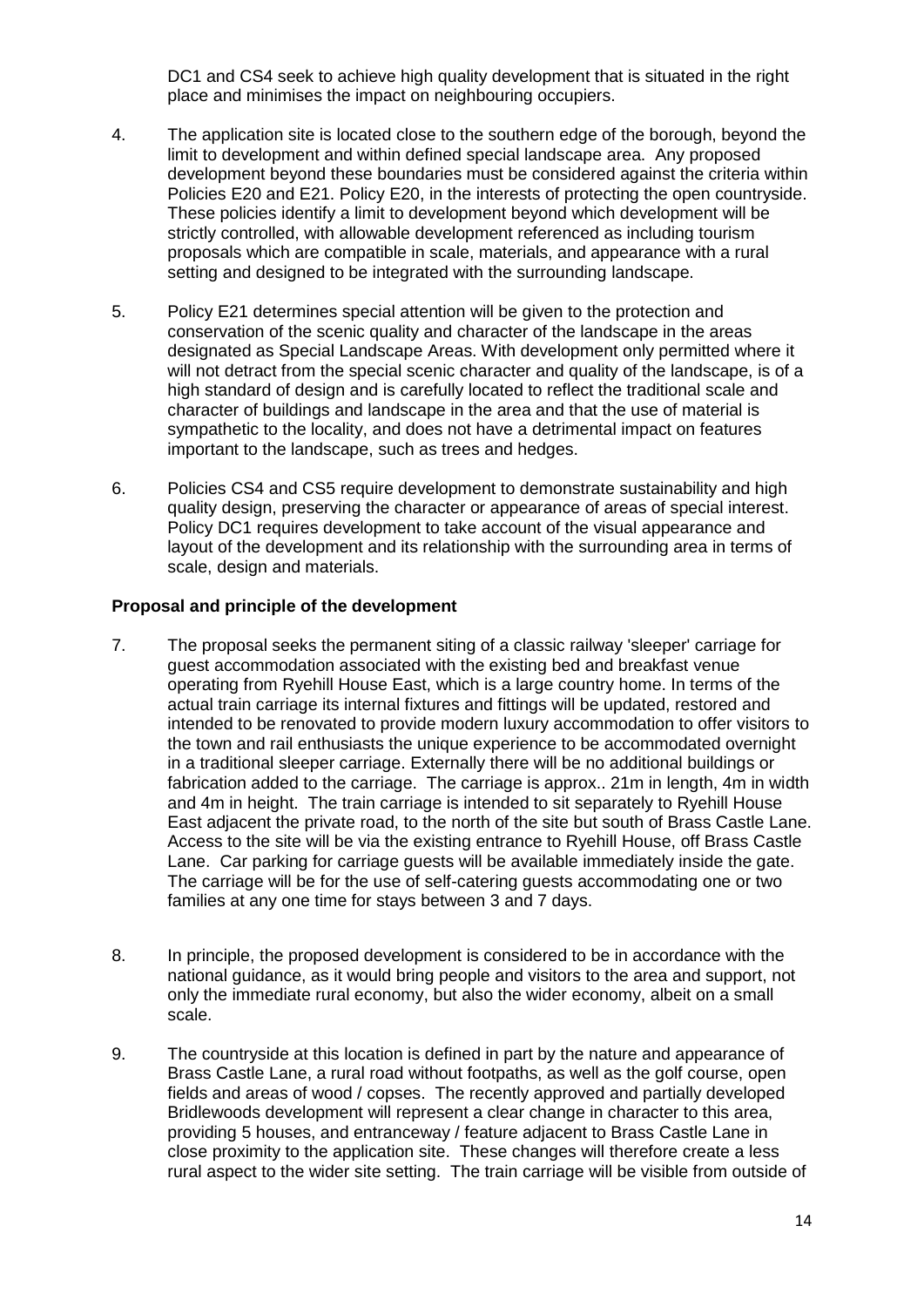DC1 and CS4 seek to achieve high quality development that is situated in the right place and minimises the impact on neighbouring occupiers.

4. The application site is located close to the southern edge of the borough, beyond the limit to development and within defined special landscape area. Any proposed development beyond these boundaries must be considered against the criteria within Policies E20 and E21. Policy E20, in the interests of protecting the open countryside. These policies identify a limit to development beyond which development will be strictly controlled, with allowable development referenced as including tourism proposals which are compatible in scale, materials, and appearance with a rural setting and designed to be integrated with the surrounding landscape.

5. Policy E21 determines special attention will be given to the protection and conservation of the scenic quality and character of the landscape in the areas designated as Special Landscape Areas. With development only permitted where it will not detract from the special scenic character and quality of the landscape, is of a high standard of design and is carefully located to reflect the traditional scale and character of buildings and landscape in the area and that the use of material is sympathetic to the locality, and does not have a detrimental impact on features important to the landscape, such as trees and hedges.

6. Policies CS4 and CS5 require development to demonstrate sustainability and high quality design, preserving the character or appearance of areas of special interest. Policy DC1 requires development to take account of the visual appearance and layout of the development and its relationship with the surrounding area in terms of scale, design and materials.

**Proposal and principle of the development**

7. The proposal seeks the permanent siting of a classic railway 'sleeper' carriage for guest accommodation associated with the existing bed and breakfast venue operating from Ryehill House East, which is a large country home. In terms of the actual train carriage its internal fixtures and fittings will be updated, restored and intended to be renovated to provide modern luxury accommodation to offer visitors to the town and rail enthusiasts the unique experience to be accommodated overnight in a traditional sleeper carriage. Externally there will be no additional buildings or fabrication added to the carriage. The carriage is approx.. 21m in length, 4m in width and 4m in height. The train carriage is intended to sit separately to Ryehill House East adjacent the private road, to the north of the site but south of Brass Castle Lane. Access to the site will be via the existing entrance to Ryehill House, off Brass Castle Lane. Car parking for carriage guests will be available immediately inside the gate. The carriage will be for the use of self-catering guests accommodating one or two families at any one time for stays between 3 and 7 days.

8. In principle, the proposed development is considered to be in accordance with the national guidance, as it would bring people and visitors to the area and support, not only the immediate rural economy, but also the wider economy, albeit on a small scale.

9. The countryside at this location is defined in part by the nature and appearance of Brass Castle Lane, a rural road without footpaths, as well as the golf course, open fields and areas of wood / copses. The recently approved and partially developed Bridlewoods development will represent a clear change in character to this area, providing 5 houses, and entranceway / feature adjacent to Brass Castle Lane in close proximity to the application site. These changes will therefore create a less rural aspect to the wider site setting. The train carriage will be visible from outside of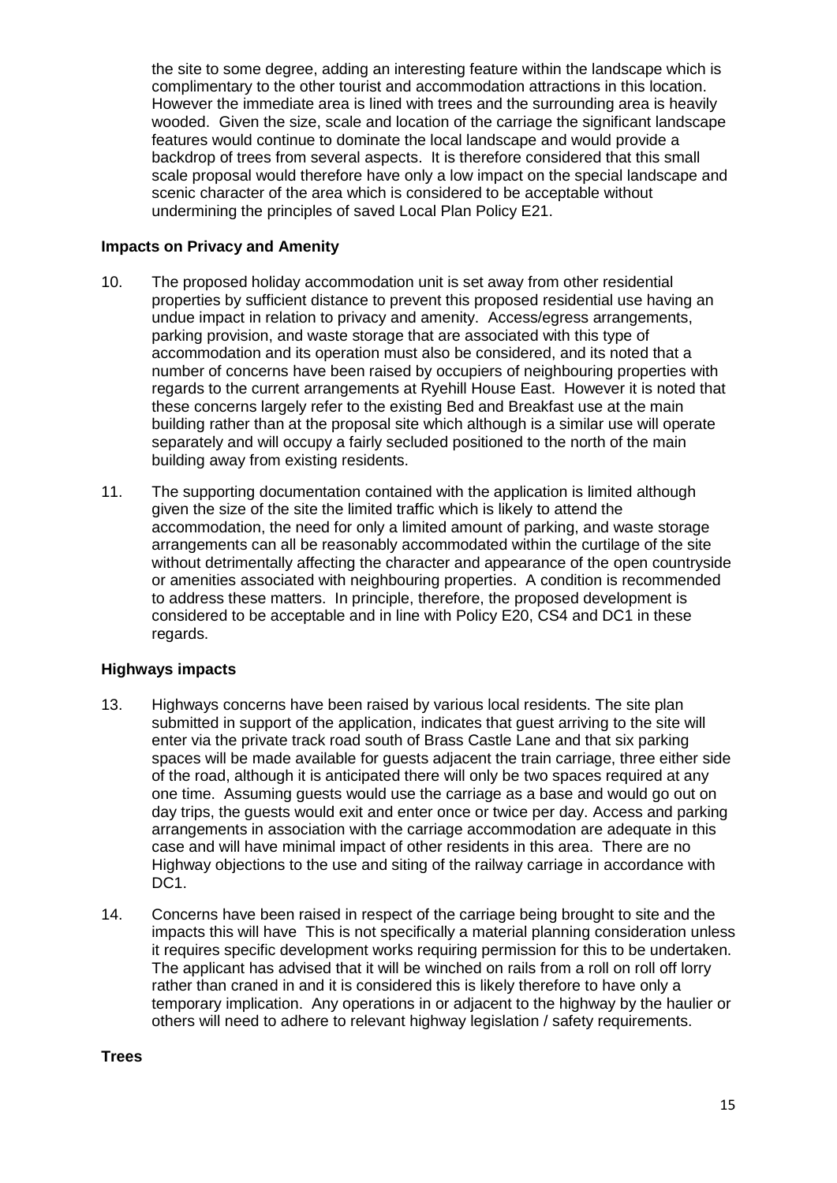the site to some degree, adding an interesting feature within the landscape which is complimentary to the other tourist and accommodation attractions in this location. However the immediate area is lined with trees and the surrounding area is heavily wooded. Given the size, scale and location of the carriage the significant landscape features would continue to dominate the local landscape and would provide a backdrop of trees from several aspects. It is therefore considered that this small scale proposal would therefore have only a low impact on the special landscape and scenic character of the area which is considered to be acceptable without undermining the principles of saved Local Plan Policy E21.

**Impacts on Privacy and Amenity**

10. The proposed holiday accommodation unit is set away from other residential properties by sufficient distance to prevent this proposed residential use having an undue impact in relation to privacy and amenity. Access/egress arrangements, parking provision, and waste storage that are associated with this type of accommodation and its operation must also be considered, and its noted that a number of concerns have been raised by occupiers of neighbouring properties with regards to the current arrangements at Ryehill House East. However it is noted that these concerns largely refer to the existing Bed and Breakfast use at the main building rather than at the proposal site which although is a similar use will operate separately and will occupy a fairly secluded positioned to the north of the main building away from existing residents.

11. The supporting documentation contained with the application is limited although given the size of the site the limited traffic which is likely to attend the accommodation, the need for only a limited amount of parking, and waste storage arrangements can all be reasonably accommodated within the curtilage of the site without detrimentally affecting the character and appearance of the open countryside or amenities associated with neighbouring properties. A condition is recommended to address these matters. In principle, therefore, the proposed development is considered to be acceptable and in line with Policy E20, CS4 and DC1 in these regards.

**Highways impacts**

13. Highways concerns have been raised by various local residents. The site plan submitted in support of the application, indicates that guest arriving to the site will enter via the private track road south of Brass Castle Lane and that six parking spaces will be made available for guests adjacent the train carriage, three either side of the road, although it is anticipated there will only be two spaces required at any one time. Assuming guests would use the carriage as a base and would go out on day trips, the guests would exit and enter once or twice per day. Access and parking arrangements in association with the carriage accommodation are adequate in this case and will have minimal impact of other residents in this area. There are no Highway objections to the use and siting of the railway carriage in accordance with DC1.

14. Concerns have been raised in respect of the carriage being brought to site and the impacts this will have This is not specifically a material planning consideration unless it requires specific development works requiring permission for this to be undertaken. The applicant has advised that it will be winched on rails from a roll on roll off lorry rather than craned in and it is considered this is likely therefore to have only a temporary implication. Any operations in or adjacent to the highway by the haulier or others will need to adhere to relevant highway legislation / safety requirements.

**Trees**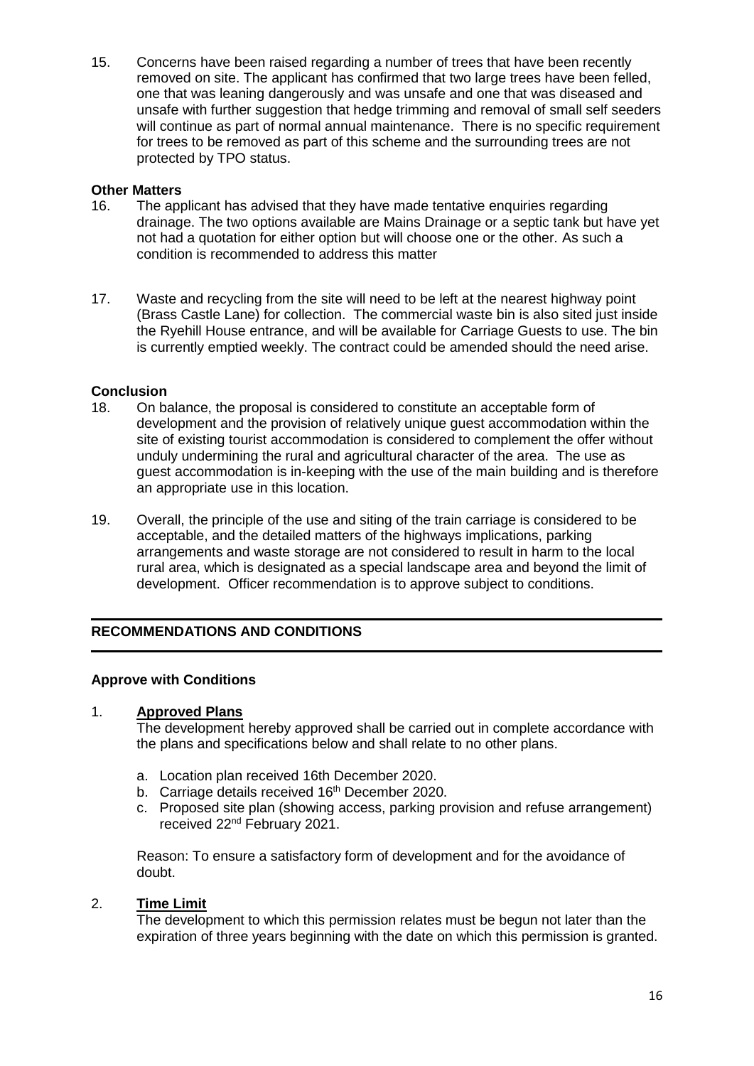15. Concerns have been raised regarding a number of trees that have been recently removed on site. The applicant has confirmed that two large trees have been felled, one that was leaning dangerously and was unsafe and one that was diseased and unsafe with further suggestion that hedge trimming and removal of small self seeders will continue as part of normal annual maintenance. There is no specific requirement for trees to be removed as part of this scheme and the surrounding trees are not protected by TPO status.

**Other Matters**

16. The applicant has advised that they have made tentative enquiries regarding drainage. The two options available are Mains Drainage or a septic tank but have yet not had a quotation for either option but will choose one or the other. As such a condition is recommended to address this matter

17. Waste and recycling from the site will need to be left at the nearest highway point (Brass Castle Lane) for collection. The commercial waste bin is also sited just inside the Ryehill House entrance, and will be available for Carriage Guests to use. The bin is currently emptied weekly. The contract could be amended should the need arise.

**Conclusion**

18. On balance, the proposal is considered to constitute an acceptable form of development and the provision of relatively unique guest accommodation within the site of existing tourist accommodation is considered to complement the offer without unduly undermining the rural and agricultural character of the area. The use as guest accommodation is in-keeping with the use of the main building and is therefore an appropriate use in this location.

19. Overall, the principle of the use and siting of the train carriage is considered to be acceptable, and the detailed matters of the highways implications, parking arrangements and waste storage are not considered to result in harm to the local rural area, which is designated as a special landscape area and beyond the limit of development. Officer recommendation is to approve subject to conditions.

## RECOMMENDATIONS AND CONDITIONS

**Approve with Conditions**

1. **Approved Plans**

   The development hereby approved shall be carried out in complete accordance with the plans and specifications below and shall relate to no other plans.

   a. Location plan received 16th December 2020.
   b. Carriage details received 16th December 2020.
   c. Proposed site plan (showing access, parking provision and refuse arrangement) received 22nd February 2021.

   Reason: To ensure a satisfactory form of development and for the avoidance of doubt.

2. **Time Limit**

   The development to which this permission relates must be begun not later than the expiration of three years beginning with the date on which this permission is granted.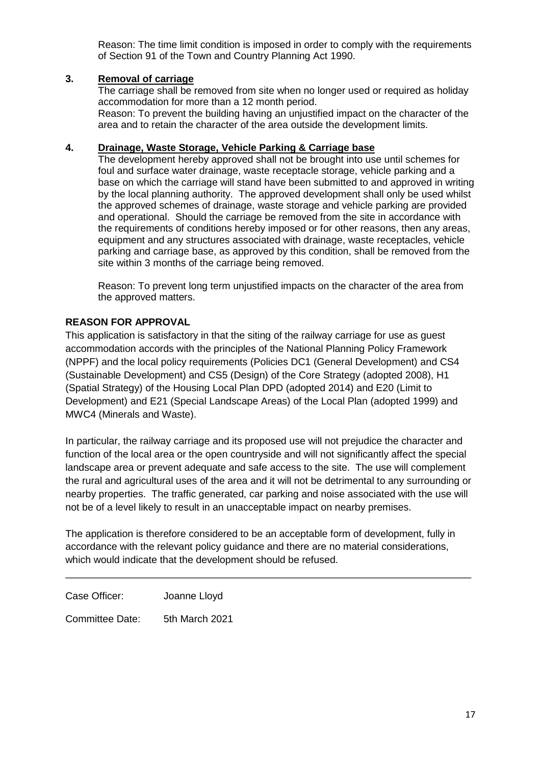Reason: The time limit condition is imposed in order to comply with the requirements of Section 91 of the Town and Country Planning Act 1990.

**3. Removal of carriage**

The carriage shall be removed from site when no longer used or required as holiday accommodation for more than a 12 month period.

Reason: To prevent the building having an unjustified impact on the character of the area and to retain the character of the area outside the development limits.

**4. Drainage, Waste Storage, Vehicle Parking & Carriage base**

The development hereby approved shall not be brought into use until schemes for foul and surface water drainage, waste receptacle storage, vehicle parking and a base on which the carriage will stand have been submitted to and approved in writing by the local planning authority. The approved development shall only be used whilst the approved schemes of drainage, waste storage and vehicle parking are provided and operational. Should the carriage be removed from the site in accordance with the requirements of conditions hereby imposed or for other reasons, then any areas, equipment and any structures associated with drainage, waste receptacles, vehicle parking and carriage base, as approved by this condition, shall be removed from the site within 3 months of the carriage being removed.

Reason: To prevent long term unjustified impacts on the character of the area from the approved matters.

**REASON FOR APPROVAL**

This application is satisfactory in that the siting of the railway carriage for use as guest accommodation accords with the principles of the National Planning Policy Framework (NPPF) and the local policy requirements (Policies DC1 (General Development) and CS4 (Sustainable Development) and CS5 (Design) of the Core Strategy (adopted 2008), H1 (Spatial Strategy) of the Housing Local Plan DPD (adopted 2014) and E20 (Limit to Development) and E21 (Special Landscape Areas) of the Local Plan (adopted 1999) and MWC4 (Minerals and Waste).

In particular, the railway carriage and its proposed use will not prejudice the character and function of the local area or the open countryside and will not significantly affect the special landscape area or prevent adequate and safe access to the site. The use will complement the rural and agricultural uses of the area and it will not be detrimental to any surrounding or nearby properties. The traffic generated, car parking and noise associated with the use will not be of a level likely to result in an unacceptable impact on nearby premises.

The application is therefore considered to be an acceptable form of development, fully in accordance with the relevant policy guidance and there are no material considerations, which would indicate that the development should be refused.

---

Case Officer: Joanne Lloyd

Committee Date: 5th March 2021